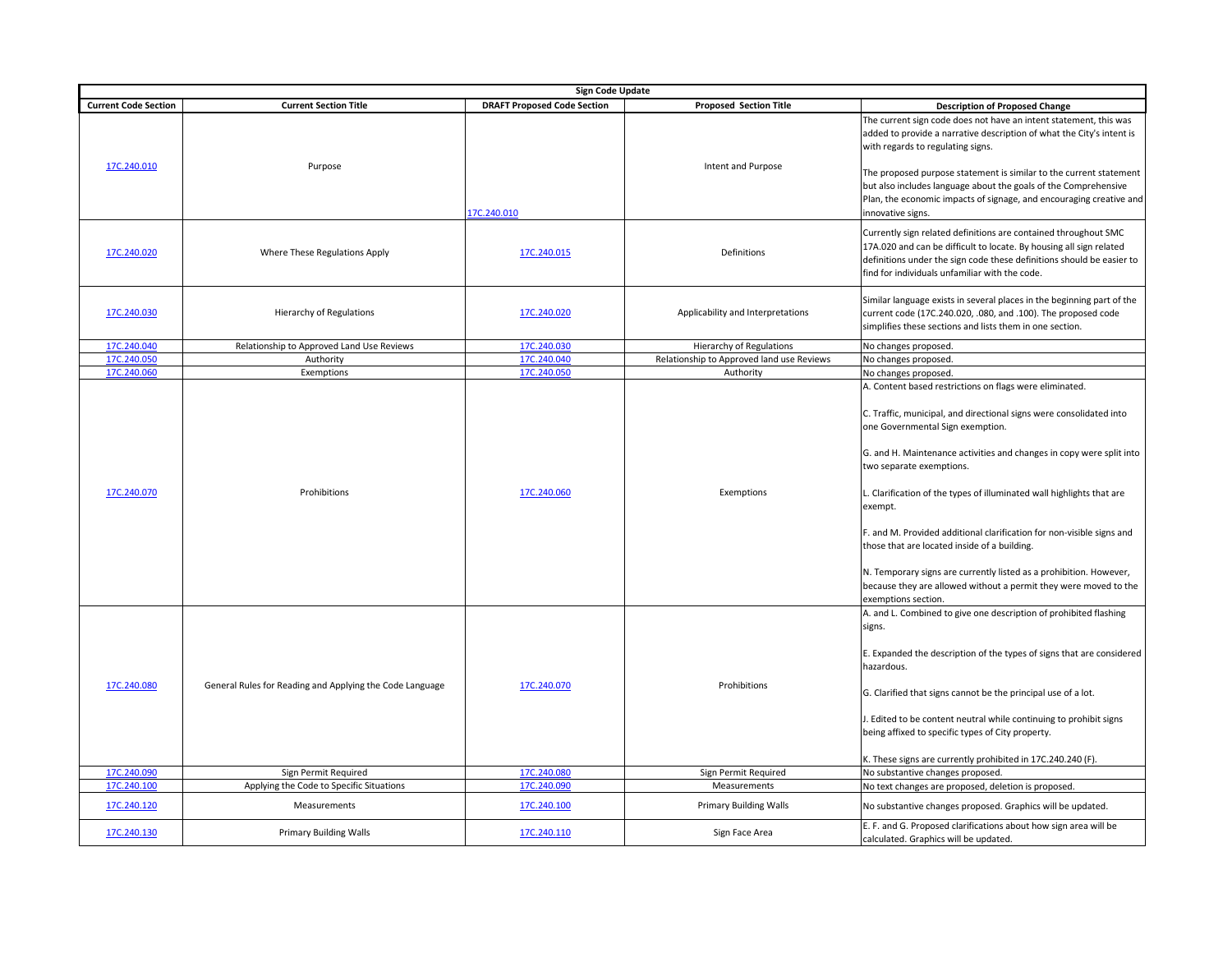| Sign Code Update | | | | |
|---|---|---|---|---|
| **Current Code Section** | **Current Section Title** | **DRAFT Proposed Code Section** | **Proposed Section Title** | **Description of Proposed Change** |
| 17C.240.010 | Purpose | 17C.240.010 | Intent and Purpose | The current sign code does not have an intent statement, this was added to provide a narrative description of what the City's intent is with regards to regulating signs.<br><br>The proposed purpose statement is similar to the current statement but also includes language about the goals of the Comprehensive Plan, the economic impacts of signage, and encouraging creative and innovative signs. |
| 17C.240.020 | Where These Regulations Apply | 17C.240.015 | Definitions | Currently sign related definitions are contained throughout SMC 17A.020 and can be difficult to locate. By housing all sign related definitions under the sign code these definitions should be easier to find for individuals unfamiliar with the code. |
| 17C.240.030 | Hierarchy of Regulations | 17C.240.020 | Applicability and Interpretations | Similar language exists in several places in the beginning part of the current code (17C.240.020, .080, and .100). The proposed code simplifies these sections and lists them in one section. |
| 17C.240.040 | Relationship to Approved Land Use Reviews | 17C.240.030 | Hierarchy of Regulations | No changes proposed. |
| 17C.240.050 | Authority | 17C.240.040 | Relationship to Approved land use Reviews | No changes proposed. |
| 17C.240.060 | Exemptions | 17C.240.050 | Authority | No changes proposed. |
| 17C.240.070 | Prohibitions | 17C.240.060 | Exemptions | A. Content based restrictions on flags were eliminated.<br><br>C. Traffic, municipal, and directional signs were consolidated into one Governmental Sign exemption.<br><br>G. and H. Maintenance activities and changes in copy were split into two separate exemptions.<br><br>L. Clarification of the types of illuminated wall highlights that are exempt.<br><br>F. and M. Provided additional clarification for non-visible signs and those that are located inside of a building.<br><br>N. Temporary signs are currently listed as a prohibition. However, because they are allowed without a permit they were moved to the exemptions section. |
| 17C.240.080 | General Rules for Reading and Applying the Code Language | 17C.240.070 | Prohibitions | A. and L. Combined to give one description of prohibited flashing signs.<br><br>E. Expanded the description of the types of signs that are considered hazardous.<br><br>G. Clarified that signs cannot be the principal use of a lot.<br><br>J. Edited to be content neutral while continuing to prohibit signs being affixed to specific types of City property.<br><br>K. These signs are currently prohibited in 17C.240.240 (F). |
| 17C.240.090 | Sign Permit Required | 17C.240.080 | Sign Permit Required | No substantive changes proposed. |
| 17C.240.100 | Applying the Code to Specific Situations | 17C.240.090 | Measurements | No text changes are proposed, deletion is proposed. |
| 17C.240.120 | Measurements | 17C.240.100 | Primary Building Walls | No substantive changes proposed. Graphics will be updated. |
| 17C.240.130 | Primary Building Walls | 17C.240.110 | Sign Face Area | E. F. and G. Proposed clarifications about how sign area will be calculated. Graphics will be updated. |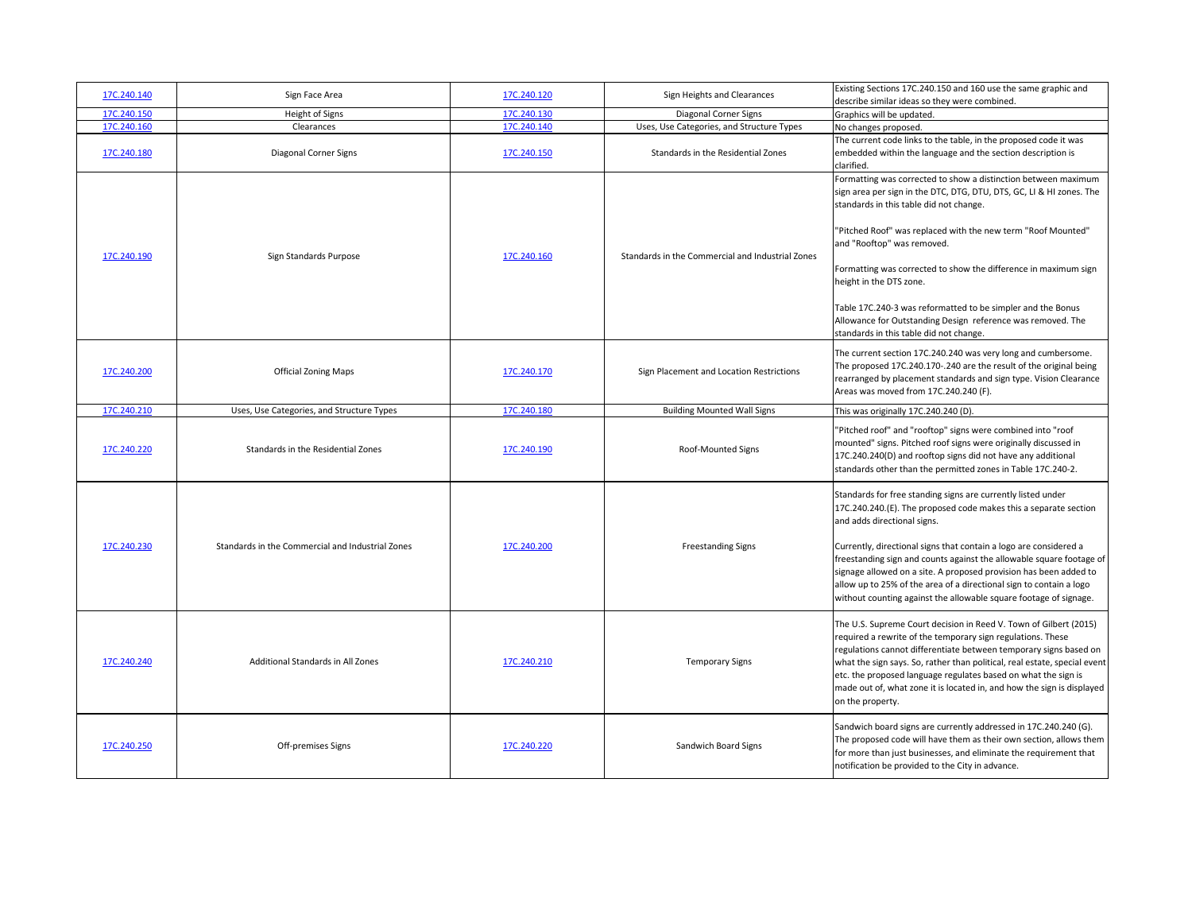| 17C.240.140 | Sign Face Area | 17C.240.120 | Sign Heights and Clearances | Existing Sections 17C.240.150 and 160 use the same graphic and describe similar ideas so they were combined. |
|---|---|---|---|---|
| 17C.240.150 | Height of Signs | 17C.240.130 | Diagonal Corner Signs | Graphics will be updated. |
| 17C.240.160 | Clearances | 17C.240.140 | Uses, Use Categories, and Structure Types | No changes proposed. |
| 17C.240.180 | Diagonal Corner Signs | 17C.240.150 | Standards in the Residential Zones | The current code links to the table, in the proposed code it was embedded within the language and the section description is clarified. |
| 17C.240.190 | Sign Standards Purpose | 17C.240.160 | Standards in the Commercial and Industrial Zones | Formatting was corrected to show a distinction between maximum sign area per sign in the DTC, DTG, DTU, DTS, GC, LI & HI zones. The standards in this table did not change.<br><br>"Pitched Roof" was replaced with the new term "Roof Mounted" and "Rooftop" was removed.<br><br>Formatting was corrected to show the difference in maximum sign height in the DTS zone.<br><br>Table 17C.240-3 was reformatted to be simpler and the Bonus Allowance for Outstanding Design reference was removed. The standards in this table did not change. |
| 17C.240.200 | Official Zoning Maps | 17C.240.170 | Sign Placement and Location Restrictions | The current section 17C.240.240 was very long and cumbersome. The proposed 17C.240.170-.240 are the result of the original being rearranged by placement standards and sign type. Vision Clearance Areas was moved from 17C.240.240 (F). |
| 17C.240.210 | Uses, Use Categories, and Structure Types | 17C.240.180 | Building Mounted Wall Signs | This was originally 17C.240.240 (D). |
| 17C.240.220 | Standards in the Residential Zones | 17C.240.190 | Roof-Mounted Signs | "Pitched roof" and "rooftop" signs were combined into "roof mounted" signs. Pitched roof signs were originally discussed in 17C.240.240(D) and rooftop signs did not have any additional standards other than the permitted zones in Table 17C.240-2. |
| 17C.240.230 | Standards in the Commercial and Industrial Zones | 17C.240.200 | Freestanding Signs | Standards for free standing signs are currently listed under 17C.240.240.(E). The proposed code makes this a separate section and adds directional signs.<br><br>Currently, directional signs that contain a logo are considered a freestanding sign and counts against the allowable square footage of signage allowed on a site. A proposed provision has been added to allow up to 25% of the area of a directional sign to contain a logo without counting against the allowable square footage of signage. |
| 17C.240.240 | Additional Standards in All Zones | 17C.240.210 | Temporary Signs | The U.S. Supreme Court decision in Reed V. Town of Gilbert (2015) required a rewrite of the temporary sign regulations. These regulations cannot differentiate between temporary signs based on what the sign says. So, rather than political, real estate, special event etc. the proposed language regulates based on what the sign is made out of, what zone it is located in, and how the sign is displayed on the property. |
| 17C.240.250 | Off-premises Signs | 17C.240.220 | Sandwich Board Signs | Sandwich board signs are currently addressed in 17C.240.240 (G). The proposed code will have them as their own section, allows them for more than just businesses, and eliminate the requirement that notification be provided to the City in advance. |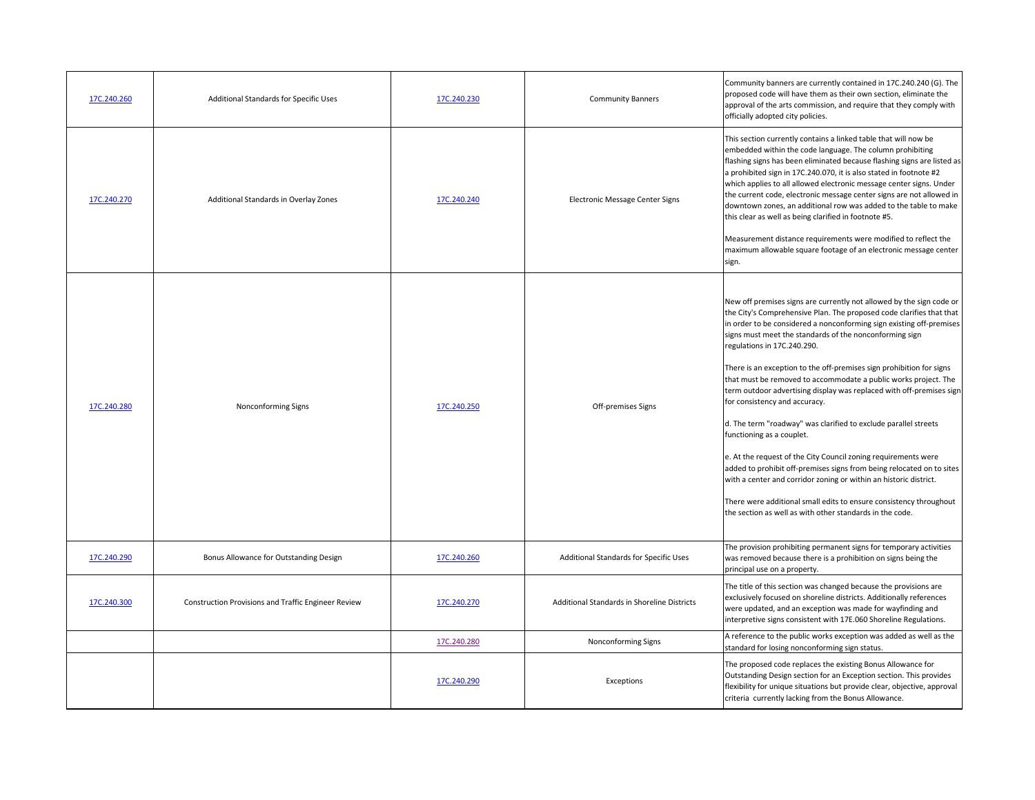| | | | | |
|---|---|---|---|---|
| 17C.240.260 | Additional Standards for Specific Uses | 17C.240.230 | Community Banners | Community banners are currently contained in 17C.240.240 (G). The proposed code will have them as their own section, eliminate the approval of the arts commission, and require that they comply with officially adopted city policies. |
| 17C.240.270 | Additional Standards in Overlay Zones | 17C.240.240 | Electronic Message Center Signs | This section currently contains a linked table that will now be embedded within the code language. The column prohibiting flashing signs has been eliminated because flashing signs are listed as a prohibited sign in 17C.240.070, it is also stated in footnote #2 which applies to all allowed electronic message center signs. Under the current code, electronic message center signs are not allowed in downtown zones, an additional row was added to the table to make this clear as well as being clarified in footnote #5.<br><br>Measurement distance requirements were modified to reflect the maximum allowable square footage of an electronic message center sign. |
| 17C.240.280 | Nonconforming Signs | 17C.240.250 | Off-premises Signs | New off premises signs are currently not allowed by the sign code or the City's Comprehensive Plan. The proposed code clarifies that that in order to be considered a nonconforming sign existing off-premises signs must meet the standards of the nonconforming sign regulations in 17C.240.290.<br><br>There is an exception to the off-premises sign prohibition for signs that must be removed to accommodate a public works project. The term outdoor advertising display was replaced with off-premises sign for consistency and accuracy.<br><br>d. The term "roadway" was clarified to exclude parallel streets functioning as a couplet.<br><br>e. At the request of the City Council zoning requirements were added to prohibit off-premises signs from being relocated on to sites with a center and corridor zoning or within an historic district.<br><br>There were additional small edits to ensure consistency throughout the section as well as with other standards in the code. |
| 17C.240.290 | Bonus Allowance for Outstanding Design | 17C.240.260 | Additional Standards for Specific Uses | The provision prohibiting permanent signs for temporary activities was removed because there is a prohibition on signs being the principal use on a property. |
| 17C.240.300 | Construction Provisions and Traffic Engineer Review | 17C.240.270 | Additional Standards in Shoreline Districts | The title of this section was changed because the provisions are exclusively focused on shoreline districts. Additionally references were updated, and an exception was made for wayfinding and interpretive signs consistent with 17E.060 Shoreline Regulations. |
| | | 17C.240.280 | Nonconforming Signs | A reference to the public works exception was added as well as the standard for losing nonconforming sign status. |
| | | 17C.240.290 | Exceptions | The proposed code replaces the existing Bonus Allowance for Outstanding Design section for an Exception section. This provides flexibility for unique situations but provide clear, objective, approval criteria currently lacking from the Bonus Allowance. |